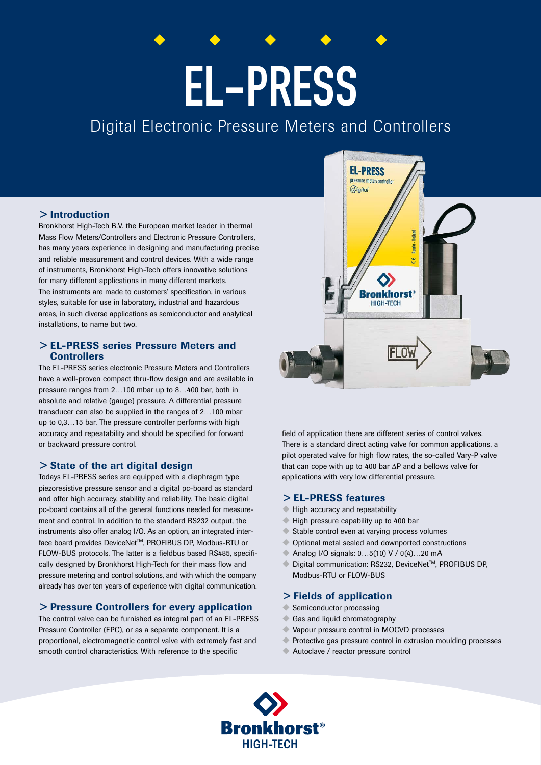# EL-PRESS

## Digital Electronic Pressure Meters and Controllers

### > Introduction

Bronkhorst High-Tech B.V. the European market leader in thermal Mass Flow Meters/Controllers and Electronic Pressure Controllers, has many years experience in designing and manufacturing precise and reliable measurement and control devices. With a wide range of instruments, Bronkhorst High-Tech offers innovative solutions for many different applications in many different markets. The instruments are made to customers' specification, in various styles, suitable for use in laboratory, industrial and hazardous areas, in such diverse applications as semiconductor and analytical installations, to name but two.

### > EL-PRESS series Pressure Meters and Controllers

The EL-PRESS series electronic Pressure Meters and Controllers have a well-proven compact thru-flow design and are available in pressure ranges from 2…100 mbar up to 8…400 bar, both in absolute and relative (gauge) pressure. A differential pressure transducer can also be supplied in the ranges of 2…100 mbar up to 0,3…15 bar. The pressure controller performs with high accuracy and repeatability and should be specified for forward or backward pressure control.

### > State of the art digital design

Todays EL-PRESS series are equipped with a diaphragm type piezoresistive pressure sensor and a digital pc-board as standard and offer high accuracy, stability and reliability. The basic digital pc-board contains all of the general functions needed for measurement and control. In addition to the standard RS232 output, the instruments also offer analog I/O. As an option, an integrated interface board provides DeviceNet™, PROFIBUS DP, Modbus-RTU or FLOW-BUS protocols. The latter is a fieldbus based RS485, specifically designed by Bronkhorst High-Tech for their mass flow and pressure metering and control solutions, and with which the company already has over ten years of experience with digital communication.

### > Pressure Controllers for every application

The control valve can be furnished as integral part of an EL-PRESS Pressure Controller (EPC), or as a separate component. It is a proportional, electromagnetic control valve with extremely fast and smooth control characteristics. With reference to the specific field of application there are different series of control valves. There is a standard direct acting valve for common applications, a pilot operated valve for high flow rates, the so-called Vary-P valve that can cope with up to 400 bar ΔP and a bellows valve for applications with very low differential pressure.

### > EL-PRESS features

- High accuracy and repeatability
- High pressure capability up to 400 bar
- Stable control even at varying process volumes
- Optional metal sealed and downported constructions
- Analog I/O signals: 0…5(10) V / 0(4)…20 mA
- Digital communication: RS232, DeviceNet™, PROFIBUS DP, Modbus-RTU or FLOW-BUS

### > Fields of application

- Semiconductor processing
- Gas and liquid chromatography
- Vapour pressure control in MOCVD processes
- Protective gas pressure control in extrusion moulding processes
- Autoclave / reactor pressure control

Bronkhorst® HIGH-TECH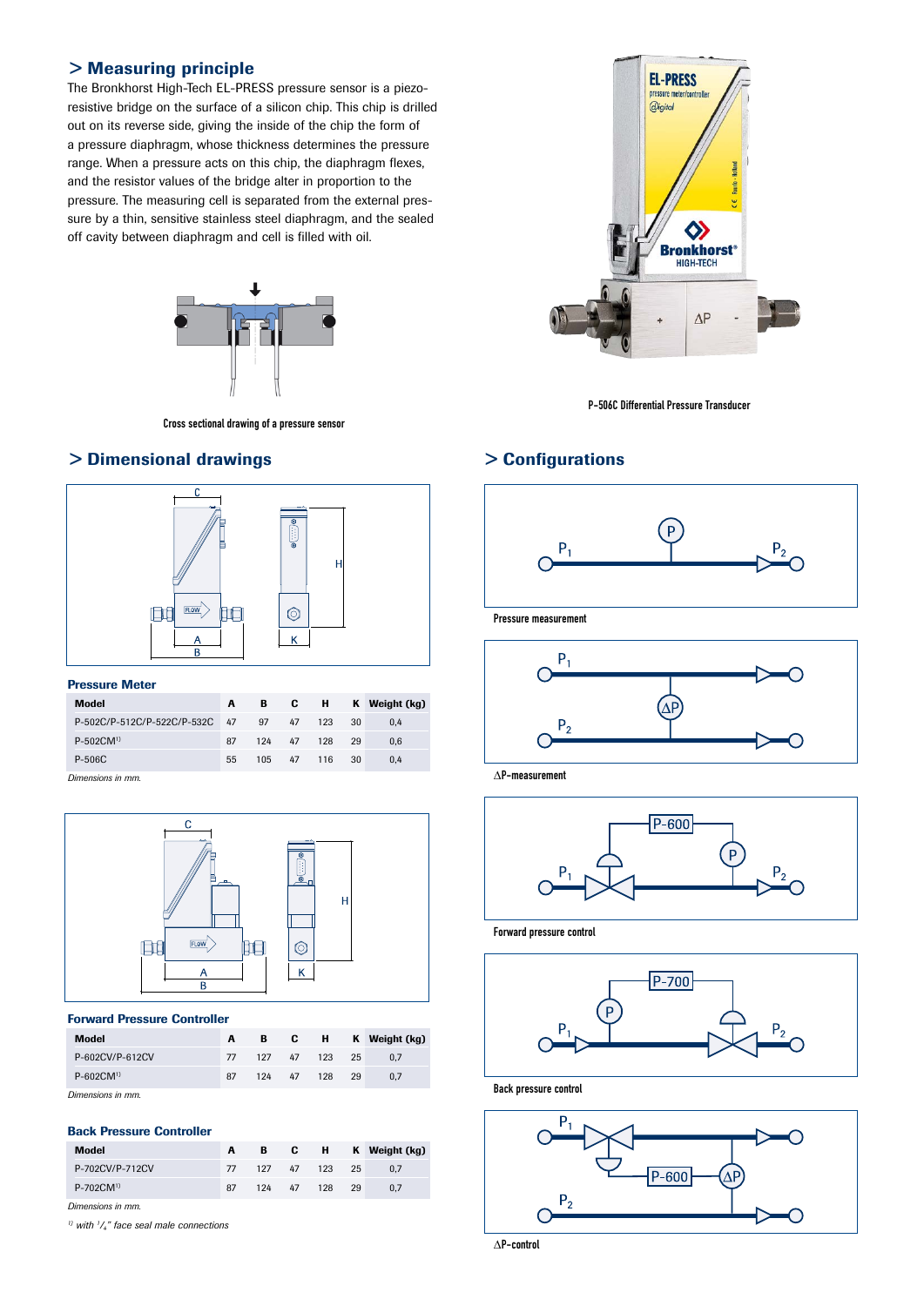## > Measuring principle

The Bronkhorst High-Tech EL-PRESS pressure sensor is a piezo-resistive bridge on the surface of a silicon chip. This chip is drilled out on its reverse side, giving the inside of the chip the form of a pressure diaphragm, whose thickness determines the pressure range. When a pressure acts on this chip, the diaphragm flexes, and the resistor values of the bridge alter in proportion to the pressure. The measuring cell is separated from the external pressure by a thin, sensitive stainless steel diaphragm, and the sealed off cavity between diaphragm and cell is filled with oil.

Cross sectional drawing of a pressure sensor

P-506C Differential Pressure Transducer

## > Dimensional drawings

**Pressure Meter**

| Model | A | B | C | H | K | Weight (kg) |
|---|---|---|---|---|---|---|
| P-502C/P-512C/P-522C/P-532C | 47 | 97 | 47 | 123 | 30 | 0,4 |
| P-502CM[1] | 87 | 124 | 47 | 128 | 29 | 0,6 |
| P-506C | 55 | 105 | 47 | 116 | 30 | 0,4 |

*Dimensions in mm.*

**Forward Pressure Controller**

| Model | A | B | C | H | K | Weight (kg) |
|---|---|---|---|---|---|---|
| P-602CV/P-612CV | 77 | 127 | 47 | 123 | 25 | 0,7 |
| P-602CM[1] | 87 | 124 | 47 | 128 | 29 | 0,7 |

*Dimensions in mm.*

**Back Pressure Controller**

| Model | A | B | C | H | K | Weight (kg) |
|---|---|---|---|---|---|---|
| P-702CV/P-712CV | 77 | 127 | 47 | 123 | 25 | 0,7 |
| P-702CM[1] | 87 | 124 | 47 | 128 | 29 | 0,7 |

*Dimensions in mm.*

*[1] with 1/4" face seal male connections*

## > Configurations

Pressure measurement

ΔP-measurement

Forward pressure control

Back pressure control

ΔP-control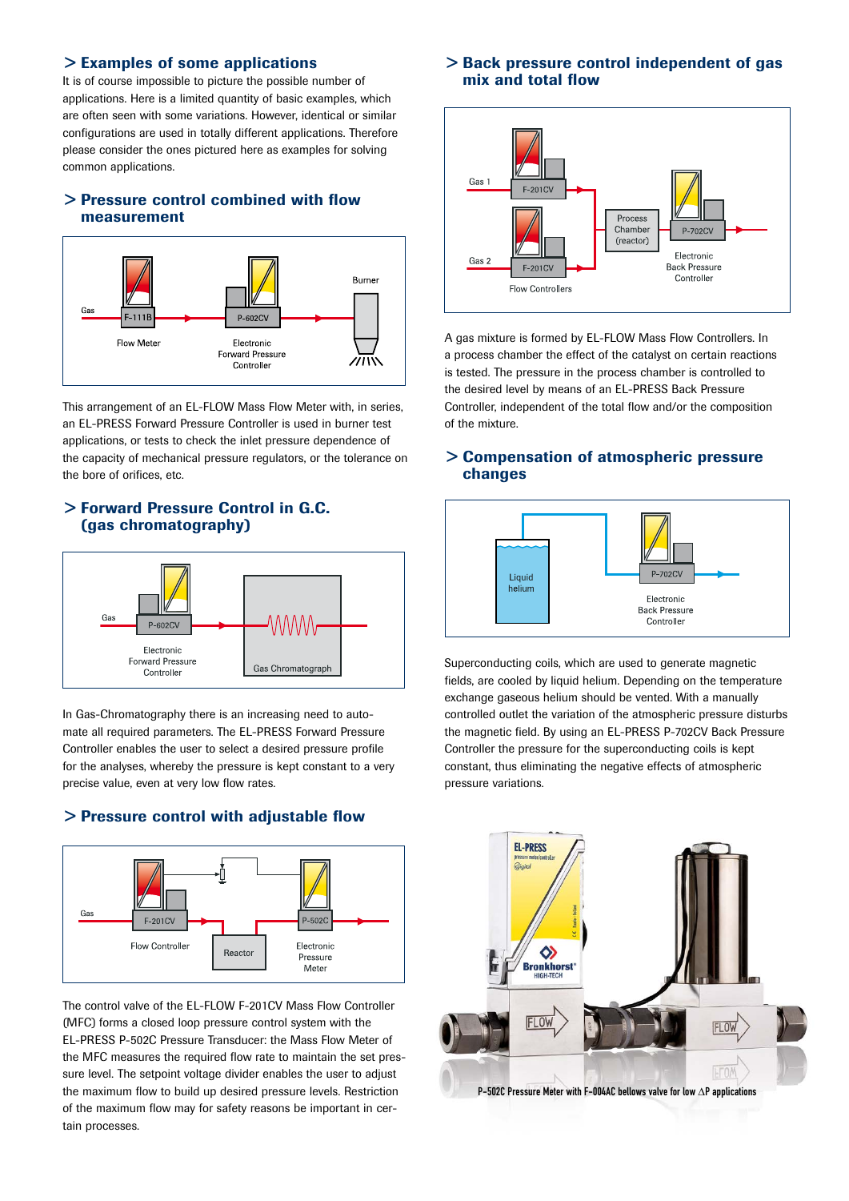## > Examples of some applications

It is of course impossible to picture the possible number of applications. Here is a limited quantity of basic examples, which are often seen with some variations. However, identical or similar configurations are used in totally different applications. Therefore please consider the ones pictured here as examples for solving common applications.

## > Pressure control combined with flow measurement

This arrangement of an EL-FLOW Mass Flow Meter with, in series, an EL-PRESS Forward Pressure Controller is used in burner test applications, or tests to check the inlet pressure dependence of the capacity of mechanical pressure regulators, or the tolerance on the bore of orifices, etc.

## > Forward Pressure Control in G.C. (gas chromatography)

In Gas-Chromatography there is an increasing need to automate all required parameters. The EL-PRESS Forward Pressure Controller enables the user to select a desired pressure profile for the analyses, whereby the pressure is kept constant to a very precise value, even at very low flow rates.

## > Pressure control with adjustable flow

The control valve of the EL-FLOW F-201CV Mass Flow Controller (MFC) forms a closed loop pressure control system with the EL-PRESS P-502C Pressure Transducer: the Mass Flow Meter of the MFC measures the required flow rate to maintain the set pressure level. The setpoint voltage divider enables the user to adjust the maximum flow to build up desired pressure levels. Restriction of the maximum flow may for safety reasons be important in certain processes.

## > Back pressure control independent of gas mix and total flow

A gas mixture is formed by EL-FLOW Mass Flow Controllers. In a process chamber the effect of the catalyst on certain reactions is tested. The pressure in the process chamber is controlled to the desired level by means of an EL-PRESS Back Pressure Controller, independent of the total flow and/or the composition of the mixture.

## > Compensation of atmospheric pressure changes

Superconducting coils, which are used to generate magnetic fields, are cooled by liquid helium. Depending on the temperature exchange gaseous helium should be vented. With a manually controlled outlet the variation of the atmospheric pressure disturbs the magnetic field. By using an EL-PRESS P-702CV Back Pressure Controller the pressure for the superconducting coils is kept constant, thus eliminating the negative effects of atmospheric pressure variations.

P-502C Pressure Meter with F-004AC bellows valve for low $\Delta P$ applications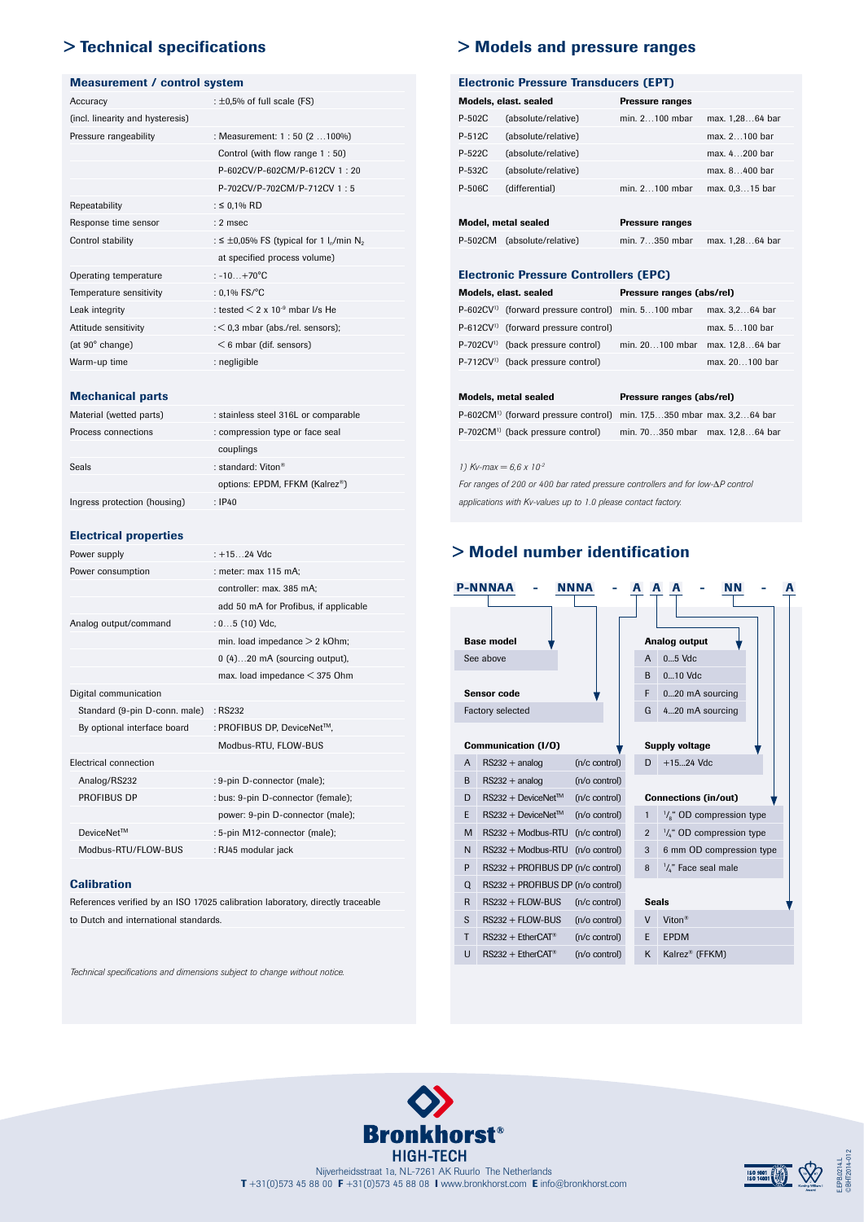## > Technical specifications

### Measurement / control system

| | |
|---|---|
| Accuracy | : ±0,5% of full scale (FS) |
| (incl. linearity and hysteresis) | |
| Pressure rangeability | : Measurement: 1 : 50 (2 …100%) |
| | Control (with flow range 1 : 50) |
| | P-602CV/P-602CM/P-612CV 1 : 20 |
| | P-702CV/P-702CM/P-712CV 1 : 5 |
| Repeatability | : ≤ 0,1% RD |
| Response time sensor | : 2 msec |
| Control stability | : ≤ ±0,05% FS (typical for 1 $l_n$/min $N_2$ |
| | at specified process volume) |
| Operating temperature | : -10…+70°C |
| Temperature sensitivity | : 0,1% FS/°C |
| Leak integrity | : tested < 2 x $10^{-9}$ mbar l/s He |
| Attitude sensitivity | : < 0,3 mbar (abs./rel. sensors); |
| (at 90° change) | < 6 mbar (dif. sensors) |
| Warm-up time | : negligible |

### Mechanical parts

| | |
|---|---|
| Material (wetted parts) | : stainless steel 316L or comparable |
| Process connections | : compression type or face seal |
| | couplings |
| Seals | : standard: Viton® |
| | options: EPDM, FFKM (Kalrez®) |
| Ingress protection (housing) | : IP40 |

### Electrical properties

| | |
|---|---|
| Power supply | : +15…24 Vdc |
| Power consumption | : meter: max 115 mA; |
| | controller: max. 385 mA; |
| | add 50 mA for Profibus, if applicable |
| Analog output/command | : 0…5 (10) Vdc, |
| | min. load impedance > 2 kOhm; |
| | 0 (4)…20 mA (sourcing output), |
| | max. load impedance < 375 Ohm |
| Digital communication | |
| Standard (9-pin D-conn. male) | : RS232 |
| By optional interface board | : PROFIBUS DP, DeviceNet™, |
| | Modbus-RTU, FLOW-BUS |
| Electrical connection | |
| Analog/RS232 | : 9-pin D-connector (male); |
| PROFIBUS DP | : bus: 9-pin D-connector (female); |
| | power: 9-pin D-connector (male); |
| DeviceNet™ | : 5-pin M12-connector (male); |
| Modbus-RTU/FLOW-BUS | : RJ45 modular jack |

### Calibration

References verified by an ISO 17025 calibration laboratory, directly traceable to Dutch and international standards.

*Technical specifications and dimensions subject to change without notice.*

## > Models and pressure ranges

### Electronic Pressure Transducers (EPT)

| Models, elast. sealed | | Pressure ranges | |
|---|---|---|---|
| P-502C | (absolute/relative) | min. 2…100 mbar | max. 1,28…64 bar |
| P-512C | (absolute/relative) | | max. 2…100 bar |
| P-522C | (absolute/relative) | | max. 4…200 bar |
| P-532C | (absolute/relative) | | max. 8…400 bar |
| P-506C | (differential) | min. 2…100 mbar | max. 0,3…15 bar |

| Model, metal sealed | | Pressure ranges | |
|---|---|---|---|
| P-502CM | (absolute/relative) | min. 7…350 mbar | max. 1,28…64 bar |

### Electronic Pressure Controllers (EPC)

| Models, elast. sealed | | Pressure ranges (abs/rel) | |
|---|---|---|---|
| P-602CV[1] | (forward pressure control) | min. 5…100 mbar | max. 3,2…64 bar |
| P-612CV[1] | (forward pressure control) | | max. 5…100 bar |
| P-702CV[1] | (back pressure control) | min. 20…100 mbar | max. 12,8…64 bar |
| P-712CV[1] | (back pressure control) | | max. 20…100 bar |

| Models, metal sealed | | Pressure ranges (abs/rel) | |
|---|---|---|---|
| P-602CM[1] | (forward pressure control) | min. 17,5…350 mbar | max. 3,2…64 bar |
| P-702CM[1] | (back pressure control) | min. 70…350 mbar | max. 12,8…64 bar |

*1) Kv-max = 6,6 x $10^{-2}$*

*For ranges of 200 or 400 bar rated pressure controllers and for low-ΔP control applications with Kv-values up to 1.0 please contact factory.*

## > Model number identification

**P-NNNAA - NNNA - A A A - NN - A**

**Base model**
See above

**Sensor code**
Factory selected

**Communication (I/O)**

| | | |
|---|---|---|
| A | RS232 + analog | (n/c control) |
| B | RS232 + analog | (n/o control) |
| D | RS232 + DeviceNet™ | (n/c control) |
| E | RS232 + DeviceNet™ | (n/o control) |
| M | RS232 + Modbus-RTU | (n/c control) |
| N | RS232 + Modbus-RTU | (n/o control) |
| P | RS232 + PROFIBUS DP | (n/c control) |
| Q | RS232 + PROFIBUS DP | (n/o control) |
| R | RS232 + FLOW-BUS | (n/c control) |
| S | RS232 + FLOW-BUS | (n/o control) |
| T | RS232 + EtherCAT® | (n/c control) |
| U | RS232 + EtherCAT® | (n/o control) |

**Analog output**

| | |
|---|---|
| A | 0...5 Vdc |
| B | 0...10 Vdc |
| F | 0...20 mA sourcing |
| G | 4...20 mA sourcing |

**Supply voltage**

| | |
|---|---|
| D | +15...24 Vdc |

**Connections (in/out)**

| | |
|---|---|
| 1 | 1/8" OD compression type |
| 2 | 1/4" OD compression type |
| 3 | 6 mm OD compression type |
| 8 | 1/4" Face seal male |

**Seals**

| | |
|---|---|
| V | Viton® |
| E | EPDM |
| K | Kalrez® (FFKM) |

**Bronkhorst® HIGH-TECH**

Nijverheidsstraat 1a, NL-7261 AK Ruurlo The Netherlands
**T** +31(0)573 45 88 00 **F** +31(0)573 45 88 08 **I** www.bronkhorst.com **E** info@bronkhorst.com